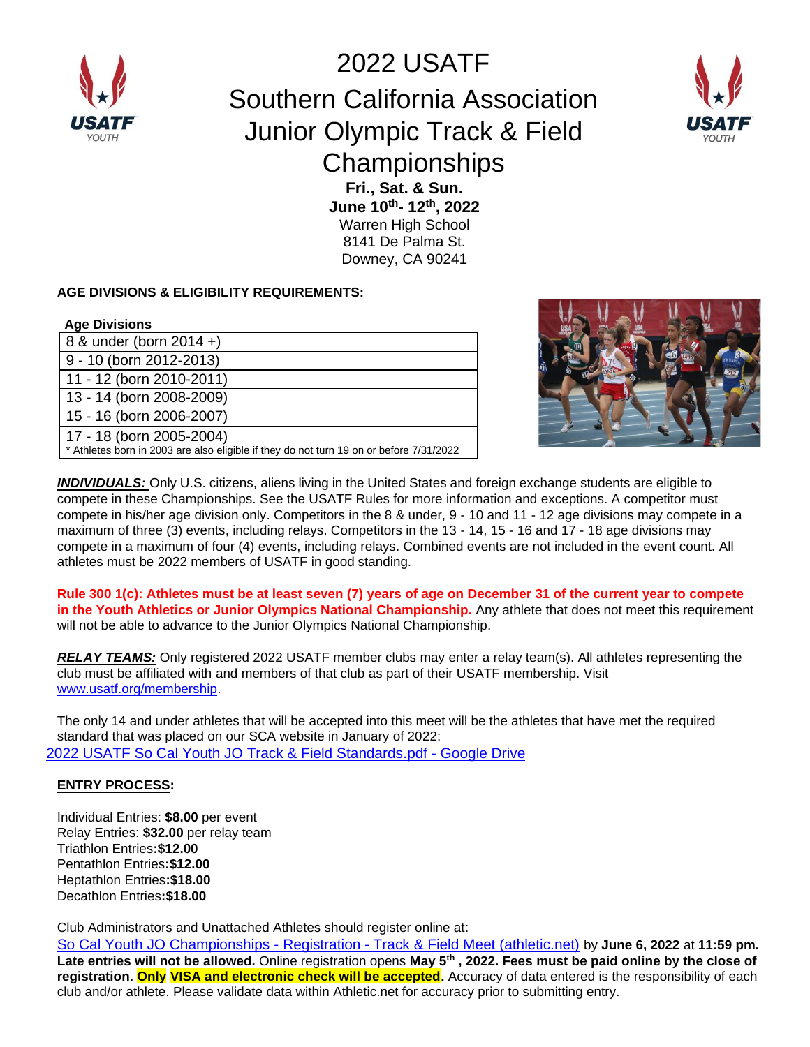# 2022 USATF Southern California Association Junior Olympic Track & Field Championships

**Fri., Sat. & Sun.**
**June 10th- 12th, 2022**
Warren High School
8141 De Palma St.
Downey, CA 90241

**AGE DIVISIONS & ELIGIBILITY REQUIREMENTS:**

| Age Divisions |
|---|
| 8 & under (born 2014 +) |
| 9 - 10 (born 2012-2013) |
| 11 - 12 (born 2010-2011) |
| 13 - 14 (born 2008-2009) |
| 15 - 16 (born 2006-2007) |
| 17 - 18 (born 2005-2004)<br>* Athletes born in 2003 are also eligible if they do not turn 19 on or before 7/31/2022 |

***INDIVIDUALS:*** Only U.S. citizens, aliens living in the United States and foreign exchange students are eligible to compete in these Championships. See the USATF Rules for more information and exceptions. A competitor must compete in his/her age division only. Competitors in the 8 & under, 9 - 10 and 11 - 12 age divisions may compete in a maximum of three (3) events, including relays. Competitors in the 13 - 14, 15 - 16 and 17 - 18 age divisions may compete in a maximum of four (4) events, including relays. Combined events are not included in the event count. All athletes must be 2022 members of USATF in good standing.

**Rule 300 1(c): Athletes must be at least seven (7) years of age on December 31 of the current year to compete in the Youth Athletics or Junior Olympics National Championship.** Any athlete that does not meet this requirement will not be able to advance to the Junior Olympics National Championship.

***RELAY TEAMS:*** Only registered 2022 USATF member clubs may enter a relay team(s). All athletes representing the club must be affiliated with and members of that club as part of their USATF membership. Visit www.usatf.org/membership.

The only 14 and under athletes that will be accepted into this meet will be the athletes that have met the required standard that was placed on our SCA website in January of 2022:
2022 USATF So Cal Youth JO Track & Field Standards.pdf - Google Drive

**ENTRY PROCESS:**

Individual Entries: **$8.00** per event
Relay Entries: **$32.00** per relay team
Triathlon Entries**:$12.00**
Pentathlon Entries**:$12.00**
Heptathlon Entries**:$18.00**
Decathlon Entries**:$18.00**

Club Administrators and Unattached Athletes should register online at:
So Cal Youth JO Championships - Registration - Track & Field Meet (athletic.net) by **June 6, 2022** at **11:59 pm. Late entries will not be allowed.** Online registration opens **May 5th , 2022. Fees must be paid online by the close of registration. Only VISA and electronic check will be accepted.** Accuracy of data entered is the responsibility of each club and/or athlete. Please validate data within Athletic.net for accuracy prior to submitting entry.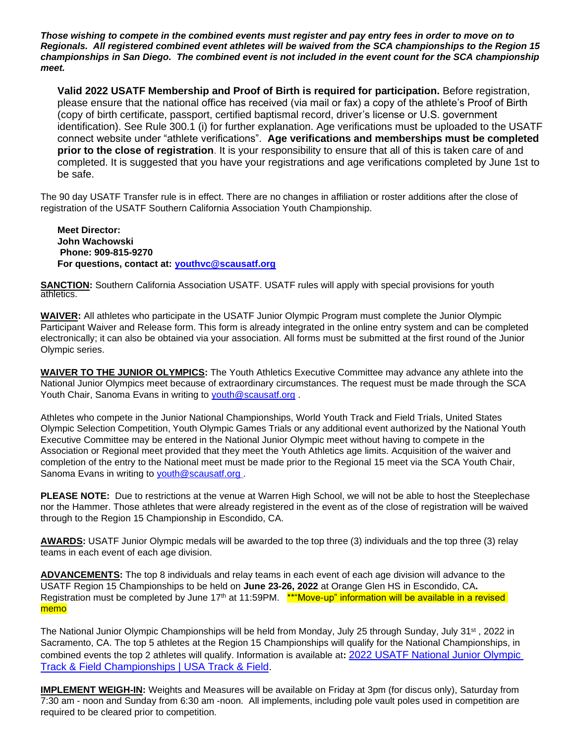***Those wishing to compete in the combined events must register and pay entry fees in order to move on to Regionals. All registered combined event athletes will be waived from the SCA championships to the Region 15 championships in San Diego. The combined event is not included in the event count for the SCA championship meet.***

**Valid 2022 USATF Membership and Proof of Birth is required for participation.** Before registration, please ensure that the national office has received (via mail or fax) a copy of the athlete's Proof of Birth (copy of birth certificate, passport, certified baptismal record, driver's license or U.S. government identification). See Rule 300.1 (i) for further explanation. Age verifications must be uploaded to the USATF connect website under "athlete verifications". **Age verifications and memberships must be completed prior to the close of registration**. It is your responsibility to ensure that all of this is taken care of and completed. It is suggested that you have your registrations and age verifications completed by June 1st to be safe.

The 90 day USATF Transfer rule is in effect. There are no changes in affiliation or roster additions after the close of registration of the USATF Southern California Association Youth Championship.

**Meet Director:**
**John Wachowski**
**Phone: 909-815-9270**
**For questions, contact at: youthvc@scausatf.org**

**SANCTION:** Southern California Association USATF. USATF rules will apply with special provisions for youth athletics.

**WAIVER:** All athletes who participate in the USATF Junior Olympic Program must complete the Junior Olympic Participant Waiver and Release form. This form is already integrated in the online entry system and can be completed electronically; it can also be obtained via your association. All forms must be submitted at the first round of the Junior Olympic series.

**WAIVER TO THE JUNIOR OLYMPICS:** The Youth Athletics Executive Committee may advance any athlete into the National Junior Olympics meet because of extraordinary circumstances. The request must be made through the SCA Youth Chair, Sanoma Evans in writing to youth@scausatf.org .

Athletes who compete in the Junior National Championships, World Youth Track and Field Trials, United States Olympic Selection Competition, Youth Olympic Games Trials or any additional event authorized by the National Youth Executive Committee may be entered in the National Junior Olympic meet without having to compete in the Association or Regional meet provided that they meet the Youth Athletics age limits. Acquisition of the waiver and completion of the entry to the National meet must be made prior to the Regional 15 meet via the SCA Youth Chair, Sanoma Evans in writing to youth@scausatf.org .

**PLEASE NOTE:** Due to restrictions at the venue at Warren High School, we will not be able to host the Steeplechase nor the Hammer. Those athletes that were already registered in the event as of the close of registration will be waived through to the Region 15 Championship in Escondido, CA.

**AWARDS:** USATF Junior Olympic medals will be awarded to the top three (3) individuals and the top three (3) relay teams in each event of each age division.

**ADVANCEMENTS:** The top 8 individuals and relay teams in each event of each age division will advance to the USATF Region 15 Championships to be held on **June 23-26, 2022** at Orange Glen HS in Escondido, CA**.** Registration must be completed by June 17th at 11:59PM. **"Move-up" information will be available in a revised memo

The National Junior Olympic Championships will be held from Monday, July 25 through Sunday, July 31st , 2022 in Sacramento, CA. The top 5 athletes at the Region 15 Championships will qualify for the National Championships, in combined events the top 2 athletes will qualify. Information is available at**:** 2022 USATF National Junior Olympic Track & Field Championships | USA Track & Field.

**IMPLEMENT WEIGH-IN:** Weights and Measures will be available on Friday at 3pm (for discus only), Saturday from 7:30 am - noon and Sunday from 6:30 am -noon. All implements, including pole vault poles used in competition are required to be cleared prior to competition.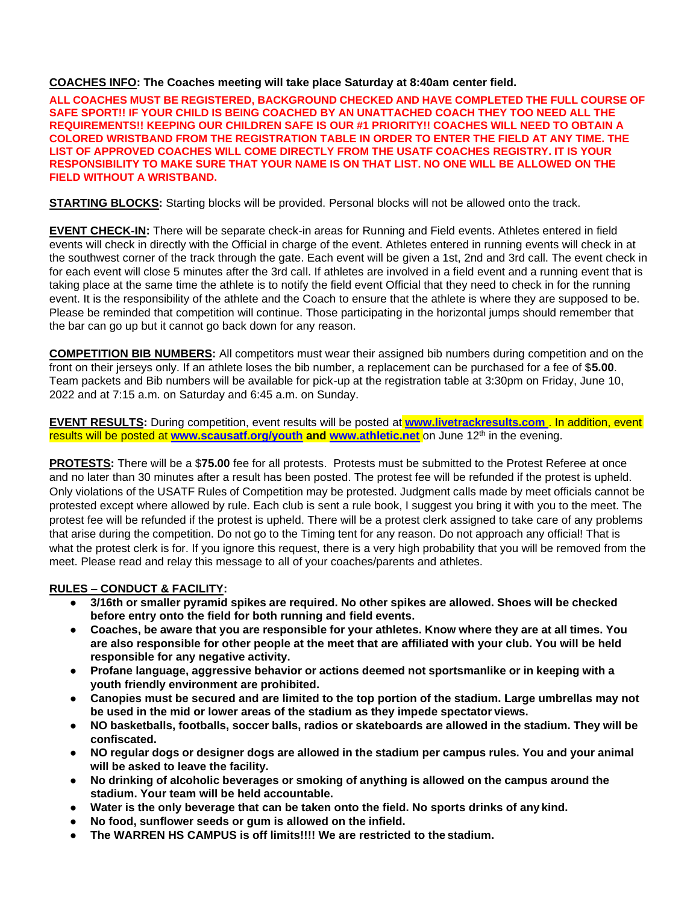**COACHES INFO: The Coaches meeting will take place Saturday at 8:40am center field.**

**ALL COACHES MUST BE REGISTERED, BACKGROUND CHECKED AND HAVE COMPLETED THE FULL COURSE OF SAFE SPORT!! IF YOUR CHILD IS BEING COACHED BY AN UNATTACHED COACH THEY TOO NEED ALL THE REQUIREMENTS!! KEEPING OUR CHILDREN SAFE IS OUR #1 PRIORITY!! COACHES WILL NEED TO OBTAIN A COLORED WRISTBAND FROM THE REGISTRATION TABLE IN ORDER TO ENTER THE FIELD AT ANY TIME. THE LIST OF APPROVED COACHES WILL COME DIRECTLY FROM THE USATF COACHES REGISTRY. IT IS YOUR RESPONSIBILITY TO MAKE SURE THAT YOUR NAME IS ON THAT LIST. NO ONE WILL BE ALLOWED ON THE FIELD WITHOUT A WRISTBAND.**

**STARTING BLOCKS:** Starting blocks will be provided. Personal blocks will not be allowed onto the track.

**EVENT CHECK-IN:** There will be separate check-in areas for Running and Field events. Athletes entered in field events will check in directly with the Official in charge of the event. Athletes entered in running events will check in at the southwest corner of the track through the gate. Each event will be given a 1st, 2nd and 3rd call. The event check in for each event will close 5 minutes after the 3rd call. If athletes are involved in a field event and a running event that is taking place at the same time the athlete is to notify the field event Official that they need to check in for the running event. It is the responsibility of the athlete and the Coach to ensure that the athlete is where they are supposed to be. Please be reminded that competition will continue. Those participating in the horizontal jumps should remember that the bar can go up but it cannot go back down for any reason.

**COMPETITION BIB NUMBERS:** All competitors must wear their assigned bib numbers during competition and on the front on their jerseys only. If an athlete loses the bib number, a replacement can be purchased for a fee of $**5.00**. Team packets and Bib numbers will be available for pick-up at the registration table at 3:30pm on Friday, June 10, 2022 and at 7:15 a.m. on Saturday and 6:45 a.m. on Sunday.

**EVENT RESULTS:** During competition, event results will be posted at **www.livetrackresults.com** . In addition, event results will be posted at **www.scausatf.org/youth and www.athletic.net** on June 12th in the evening.

**PROTESTS:** There will be a $**75.00** fee for all protests. Protests must be submitted to the Protest Referee at once and no later than 30 minutes after a result has been posted. The protest fee will be refunded if the protest is upheld. Only violations of the USATF Rules of Competition may be protested. Judgment calls made by meet officials cannot be protested except where allowed by rule. Each club is sent a rule book, I suggest you bring it with you to the meet. The protest fee will be refunded if the protest is upheld. There will be a protest clerk assigned to take care of any problems that arise during the competition. Do not go to the Timing tent for any reason. Do not approach any official! That is what the protest clerk is for. If you ignore this request, there is a very high probability that you will be removed from the meet. Please read and relay this message to all of your coaches/parents and athletes.

**RULES – CONDUCT & FACILITY:**

- **3/16th or smaller pyramid spikes are required. No other spikes are allowed. Shoes will be checked before entry onto the field for both running and field events.**
- **Coaches, be aware that you are responsible for your athletes. Know where they are at all times. You are also responsible for other people at the meet that are affiliated with your club. You will be held responsible for any negative activity.**
- **Profane language, aggressive behavior or actions deemed not sportsmanlike or in keeping with a youth friendly environment are prohibited.**
- **Canopies must be secured and are limited to the top portion of the stadium. Large umbrellas may not be used in the mid or lower areas of the stadium as they impede spectator views.**
- **NO basketballs, footballs, soccer balls, radios or skateboards are allowed in the stadium. They will be confiscated.**
- **NO regular dogs or designer dogs are allowed in the stadium per campus rules. You and your animal will be asked to leave the facility.**
- **No drinking of alcoholic beverages or smoking of anything is allowed on the campus around the stadium. Your team will be held accountable.**
- **Water is the only beverage that can be taken onto the field. No sports drinks of any kind.**
- **No food, sunflower seeds or gum is allowed on the infield.**
- **The WARREN HS CAMPUS is off limits!!!! We are restricted to the stadium.**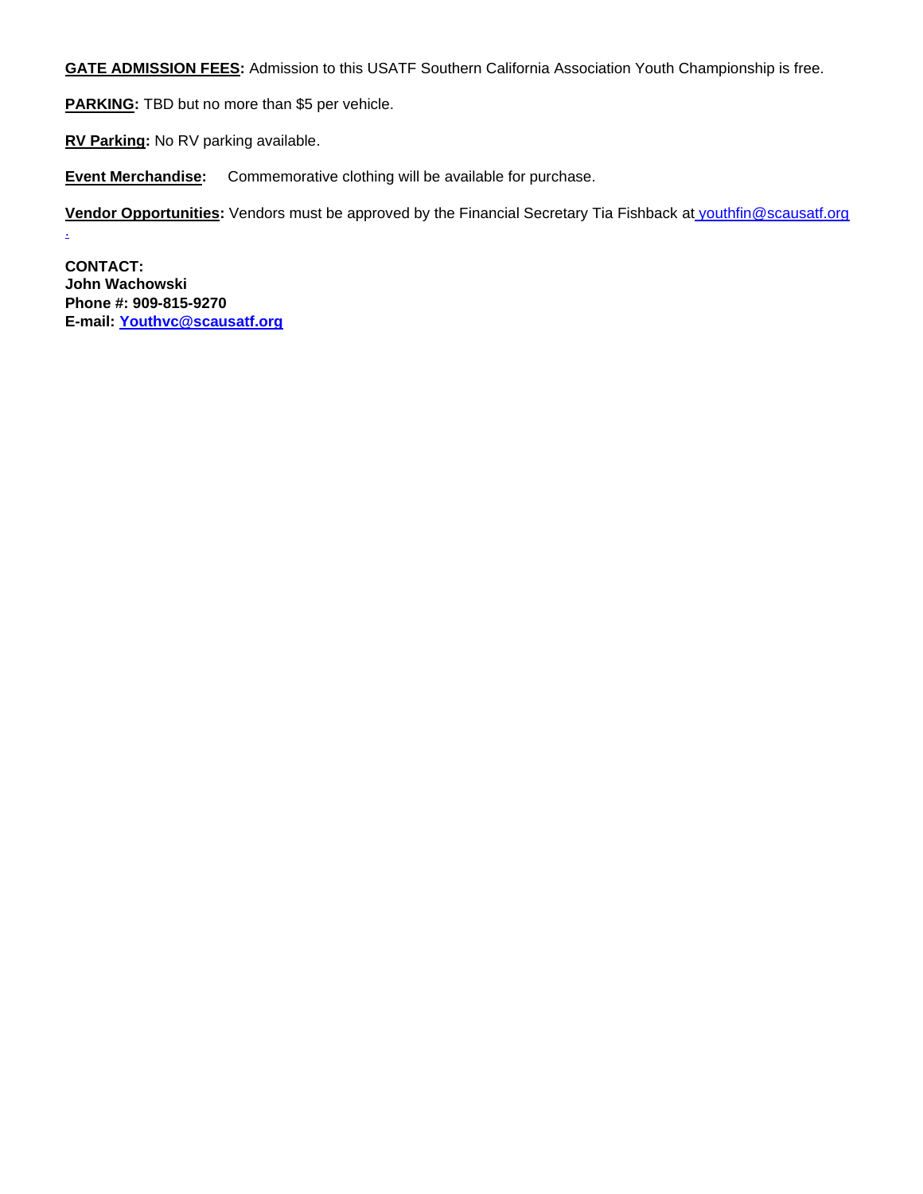**GATE ADMISSION FEES:** Admission to this USATF Southern California Association Youth Championship is free.

**PARKING:** TBD but no more than $5 per vehicle.

**RV Parking:** No RV parking available.

**Event Merchandise:** Commemorative clothing will be available for purchase.

**Vendor Opportunities:** Vendors must be approved by the Financial Secretary Tia Fishback at youthfin@scausatf.org .

**CONTACT:**
**John Wachowski**
**Phone #: 909-815-9270**
**E-mail: Youthvc@scausatf.org**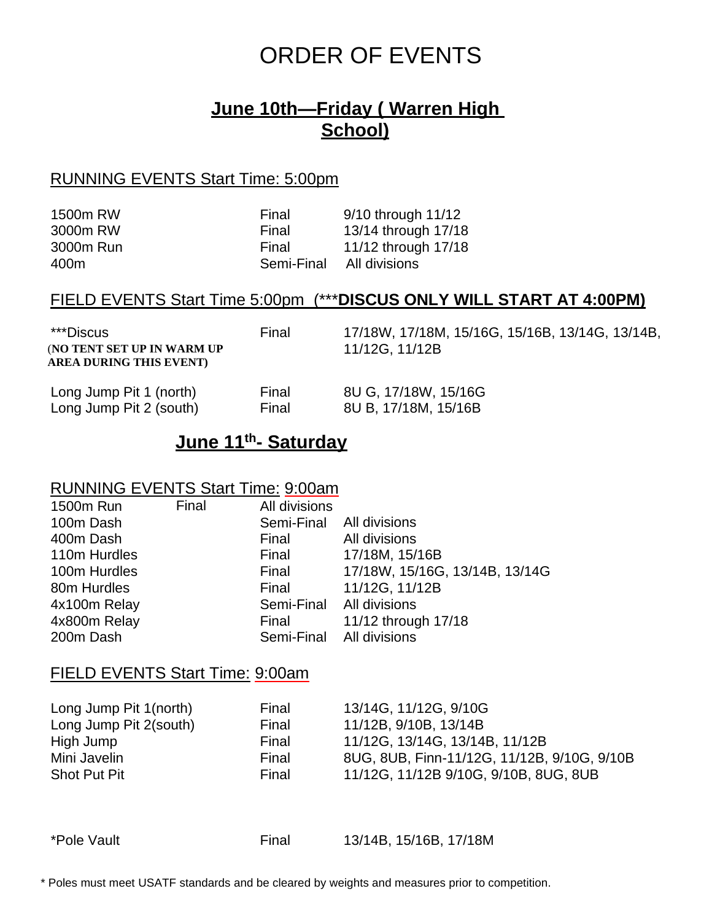# ORDER OF EVENTS

## June 10th—Friday ( Warren High School)

### RUNNING EVENTS Start Time: 5:00pm

| | | |
|---|---|---|
| 1500m RW | Final | 9/10 through 11/12 |
| 3000m RW | Final | 13/14 through 17/18 |
| 3000m Run | Final | 11/12 through 17/18 |
| 400m | Semi-Final | All divisions |

### FIELD EVENTS Start Time 5:00pm (***DISCUS ONLY WILL START AT 4:00PM)

| | | |
|---|---|---|
| ***Discus (**NO TENT SET UP IN WARM UP AREA DURING THIS EVENT)** | Final | 17/18W, 17/18M, 15/16G, 15/16B, 13/14G, 13/14B, 11/12G, 11/12B |
| Long Jump Pit 1 (north) | Final | 8U G, 17/18W, 15/16G |
| Long Jump Pit 2 (south) | Final | 8U B, 17/18M, 15/16B |

## June 11th- Saturday

### RUNNING EVENTS Start Time: 9:00am

| | | |
|---|---|---|
| 1500m Run | Final | All divisions |
| 100m Dash | Semi-Final | All divisions |
| 400m Dash | Final | All divisions |
| 110m Hurdles | Final | 17/18M, 15/16B |
| 100m Hurdles | Final | 17/18W, 15/16G, 13/14B, 13/14G |
| 80m Hurdles | Final | 11/12G, 11/12B |
| 4x100m Relay | Semi-Final | All divisions |
| 4x800m Relay | Final | 11/12 through 17/18 |
| 200m Dash | Semi-Final | All divisions |

### FIELD EVENTS Start Time: 9:00am

| | | |
|---|---|---|
| Long Jump Pit 1(north) | Final | 13/14G, 11/12G, 9/10G |
| Long Jump Pit 2(south) | Final | 11/12B, 9/10B, 13/14B |
| High Jump | Final | 11/12G, 13/14G, 13/14B, 11/12B |
| Mini Javelin | Final | 8UG, 8UB, Finn-11/12G, 11/12B, 9/10G, 9/10B |
| Shot Put Pit | Final | 11/12G, 11/12B 9/10G, 9/10B, 8UG, 8UB |
| *Pole Vault | Final | 13/14B, 15/16B, 17/18M |

* Poles must meet USATF standards and be cleared by weights and measures prior to competition.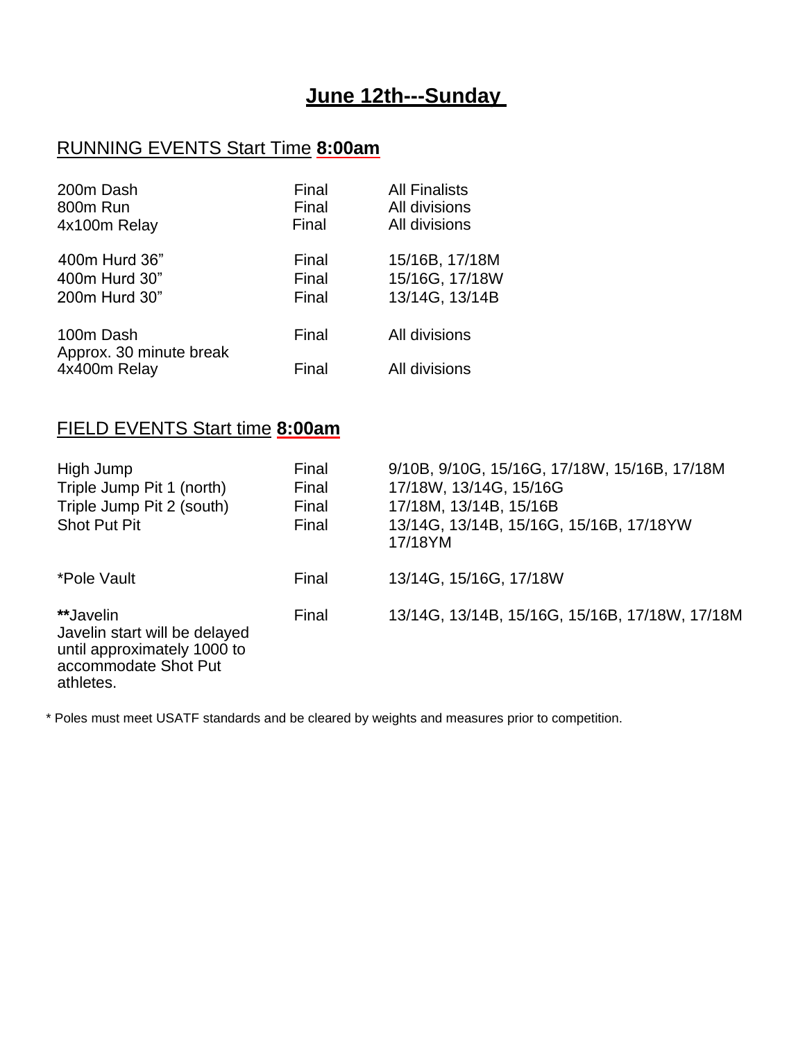## June 12th---Sunday

### RUNNING EVENTS Start Time **8:00am**

| | | |
|---|---|---|
| 200m Dash | Final | All Finalists |
| 800m Run | Final | All divisions |
| 4x100m Relay | Final | All divisions |
| 400m Hurd 36” | Final | 15/16B, 17/18M |
| 400m Hurd 30” | Final | 15/16G, 17/18W |
| 200m Hurd 30” | Final | 13/14G, 13/14B |
| 100m Dash | Final | All divisions |
| Approx. 30 minute break | | |
| 4x400m Relay | Final | All divisions |

### FIELD EVENTS Start time **8:00am**

| | | |
|---|---|---|
| High Jump | Final | 9/10B, 9/10G, 15/16G, 17/18W, 15/16B, 17/18M |
| Triple Jump Pit 1 (north) | Final | 17/18W, 13/14G, 15/16G |
| Triple Jump Pit 2 (south) | Final | 17/18M, 13/14B, 15/16B |
| Shot Put Pit | Final | 13/14G, 13/14B, 15/16G, 15/16B, 17/18YW 17/18YM |
| *Pole Vault | Final | 13/14G, 15/16G, 17/18W |
| **Javelin Javelin start will be delayed until approximately 1000 to accommodate Shot Put athletes. | Final | 13/14G, 13/14B, 15/16G, 15/16B, 17/18W, 17/18M |

* Poles must meet USATF standards and be cleared by weights and measures prior to competition.